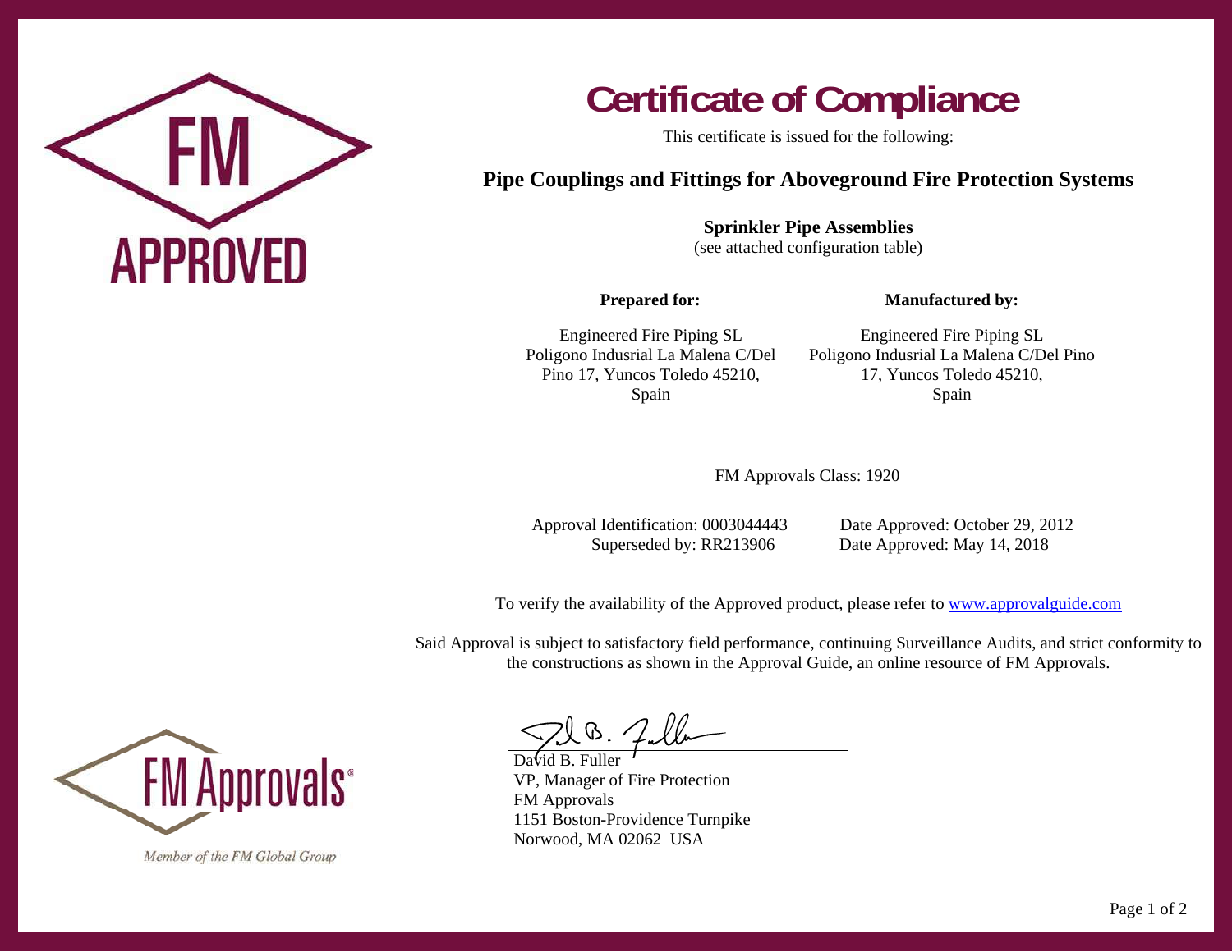# Certificate of Compliance

This certificate is issued for the following:

## Pipe Couplings and Fittings for Aboveground Fire Protection Systems

**Sprinkler Pipe Assemblies**
(see attached configuration table)

**Prepared for:**

Engineered Fire Piping SL
Poligono Indusrial La Malena C/Del Pino 17, Yuncos Toledo 45210,
Spain

**Manufactured by:**

Engineered Fire Piping SL
Poligono Indusrial La Malena C/Del Pino 17, Yuncos Toledo 45210,
Spain

FM Approvals Class: 1920

Approval Identification: 0003044443 Date Approved: October 29, 2012
Superseded by: RR213906 Date Approved: May 14, 2018

To verify the availability of the Approved product, please refer to www.approvalguide.com

Said Approval is subject to satisfactory field performance, continuing Surveillance Audits, and strict conformity to the constructions as shown in the Approval Guide, an online resource of FM Approvals.

David B. Fuller
VP, Manager of Fire Protection
FM Approvals
1151 Boston-Providence Turnpike
Norwood, MA 02062 USA

FM Approvals®

*Member of the FM Global Group*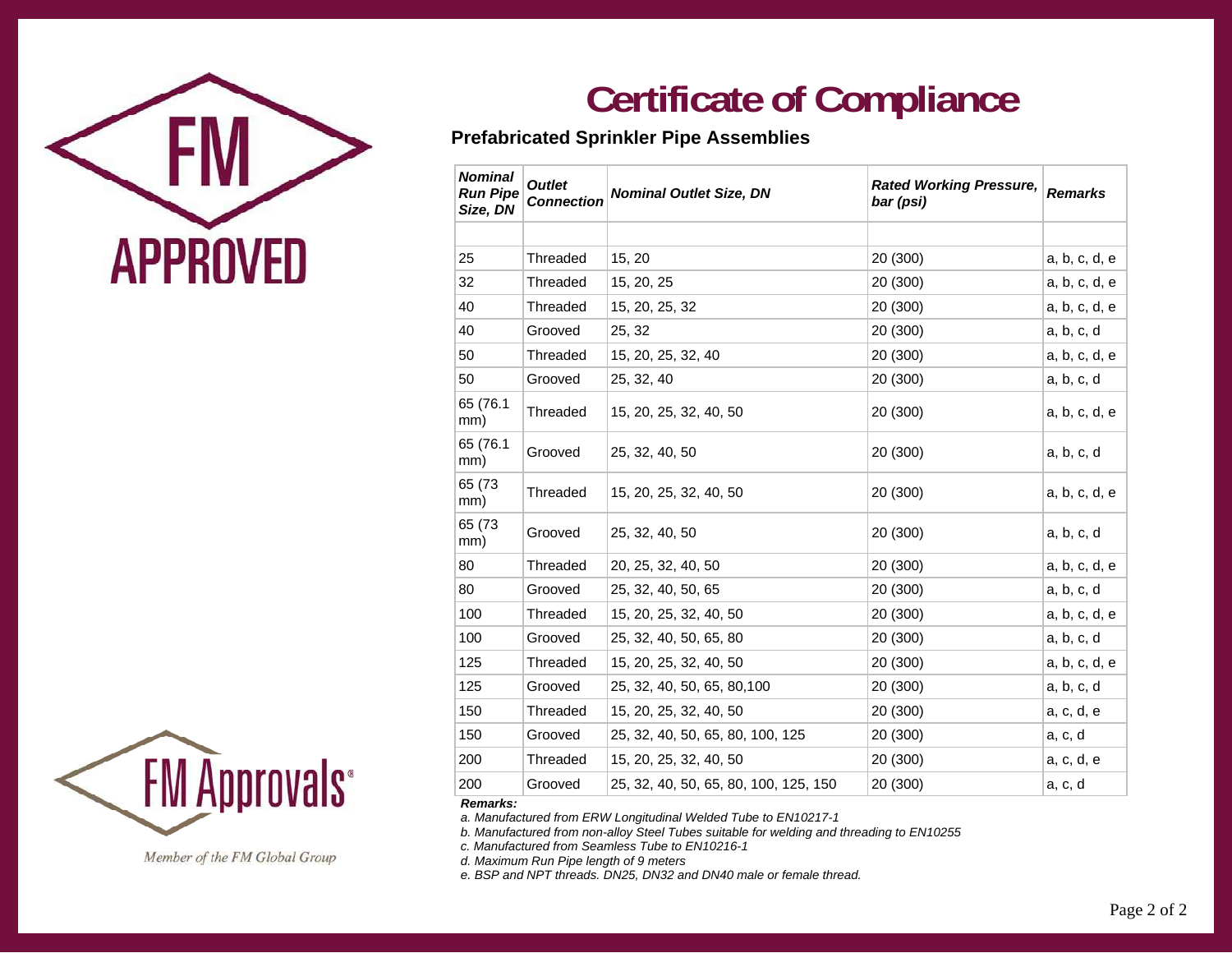FM APPROVED

# Certificate of Compliance

## Prefabricated Sprinkler Pipe Assemblies

| *Nominal Run Pipe Size, DN* | *Outlet Connection* | *Nominal Outlet Size, DN* | *Rated Working Pressure, bar (psi)* | *Remarks* |
|---|---|---|---|---|
| | | | | |
| 25 | Threaded | 15, 20 | 20 (300) | a, b, c, d, e |
| 32 | Threaded | 15, 20, 25 | 20 (300) | a, b, c, d, e |
| 40 | Threaded | 15, 20, 25, 32 | 20 (300) | a, b, c, d, e |
| 40 | Grooved | 25, 32 | 20 (300) | a, b, c, d |
| 50 | Threaded | 15, 20, 25, 32, 40 | 20 (300) | a, b, c, d, e |
| 50 | Grooved | 25, 32, 40 | 20 (300) | a, b, c, d |
| 65 (76.1 mm) | Threaded | 15, 20, 25, 32, 40, 50 | 20 (300) | a, b, c, d, e |
| 65 (76.1 mm) | Grooved | 25, 32, 40, 50 | 20 (300) | a, b, c, d |
| 65 (73 mm) | Threaded | 15, 20, 25, 32, 40, 50 | 20 (300) | a, b, c, d, e |
| 65 (73 mm) | Grooved | 25, 32, 40, 50 | 20 (300) | a, b, c, d |
| 80 | Threaded | 20, 25, 32, 40, 50 | 20 (300) | a, b, c, d, e |
| 80 | Grooved | 25, 32, 40, 50, 65 | 20 (300) | a, b, c, d |
| 100 | Threaded | 15, 20, 25, 32, 40, 50 | 20 (300) | a, b, c, d, e |
| 100 | Grooved | 25, 32, 40, 50, 65, 80 | 20 (300) | a, b, c, d |
| 125 | Threaded | 15, 20, 25, 32, 40, 50 | 20 (300) | a, b, c, d, e |
| 125 | Grooved | 25, 32, 40, 50, 65, 80,100 | 20 (300) | a, b, c, d |
| 150 | Threaded | 15, 20, 25, 32, 40, 50 | 20 (300) | a, c, d, e |
| 150 | Grooved | 25, 32, 40, 50, 65, 80, 100, 125 | 20 (300) | a, c, d |
| 200 | Threaded | 15, 20, 25, 32, 40, 50 | 20 (300) | a, c, d, e |
| 200 | Grooved | 25, 32, 40, 50, 65, 80, 100, 125, 150 | 20 (300) | a, c, d |

***Remarks:***

*a. Manufactured from ERW Longitudinal Welded Tube to EN10217-1*

*b. Manufactured from non-alloy Steel Tubes suitable for welding and threading to EN10255*

*c. Manufactured from Seamless Tube to EN10216-1*

*d. Maximum Run Pipe length of 9 meters*

*e. BSP and NPT threads. DN25, DN32 and DN40 male or female thread.*

FM Approvals®

*Member of the FM Global Group*